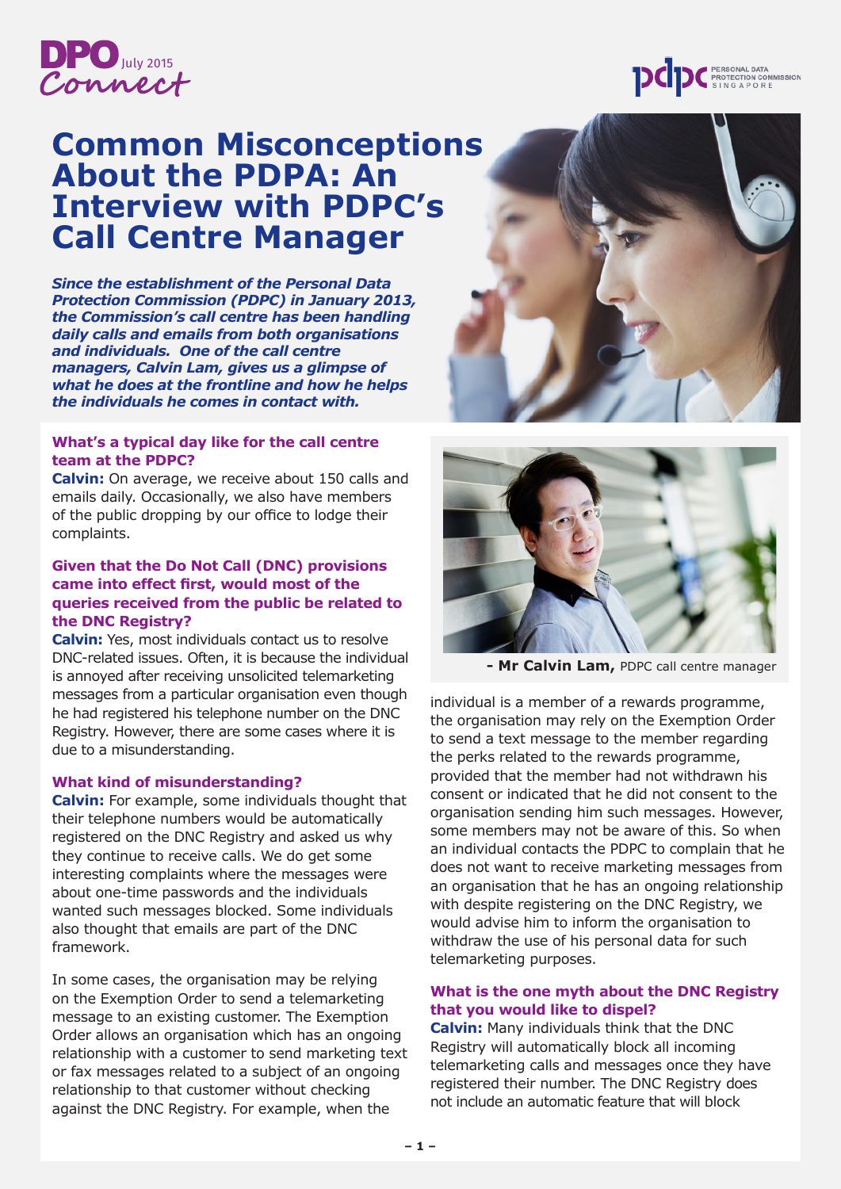DPO Connect July 2015

# Common Misconceptions About the PDPA: An Interview with PDPC's Call Centre Manager

***Since the establishment of the Personal Data Protection Commission (PDPC) in January 2013, the Commission's call centre has been handling daily calls and emails from both organisations and individuals. One of the call centre managers, Calvin Lam, gives us a glimpse of what he does at the frontline and how he helps the individuals he comes in contact with.***

**What's a typical day like for the call centre team at the PDPC?**

**Calvin:** On average, we receive about 150 calls and emails daily. Occasionally, we also have members of the public dropping by our office to lodge their complaints.

**Given that the Do Not Call (DNC) provisions came into effect first, would most of the queries received from the public be related to the DNC Registry?**

**Calvin:** Yes, most individuals contact us to resolve DNC-related issues. Often, it is because the individual is annoyed after receiving unsolicited telemarketing messages from a particular organisation even though he had registered his telephone number on the DNC Registry. However, there are some cases where it is due to a misunderstanding.

**What kind of misunderstanding?**

**Calvin:** For example, some individuals thought that their telephone numbers would be automatically registered on the DNC Registry and asked us why they continue to receive calls. We do get some interesting complaints where the messages were about one-time passwords and the individuals wanted such messages blocked. Some individuals also thought that emails are part of the DNC framework.

In some cases, the organisation may be relying on the Exemption Order to send a telemarketing message to an existing customer. The Exemption Order allows an organisation which has an ongoing relationship with a customer to send marketing text or fax messages related to a subject of an ongoing relationship to that customer without checking against the DNC Registry. For example, when the individual is a member of a rewards programme, the organisation may rely on the Exemption Order to send a text message to the member regarding the perks related to the rewards programme, provided that the member had not withdrawn his consent or indicated that he did not consent to the organisation sending him such messages. However, some members may not be aware of this. So when an individual contacts the PDPC to complain that he does not want to receive marketing messages from an organisation that he has an ongoing relationship with despite registering on the DNC Registry, we would advise him to inform the organisation to withdraw the use of his personal data for such telemarketing purposes.

**- Mr Calvin Lam,** PDPC call centre manager

**What is the one myth about the DNC Registry that you would like to dispel?**

**Calvin:** Many individuals think that the DNC Registry will automatically block all incoming telemarketing calls and messages once they have registered their number. The DNC Registry does not include an automatic feature that will block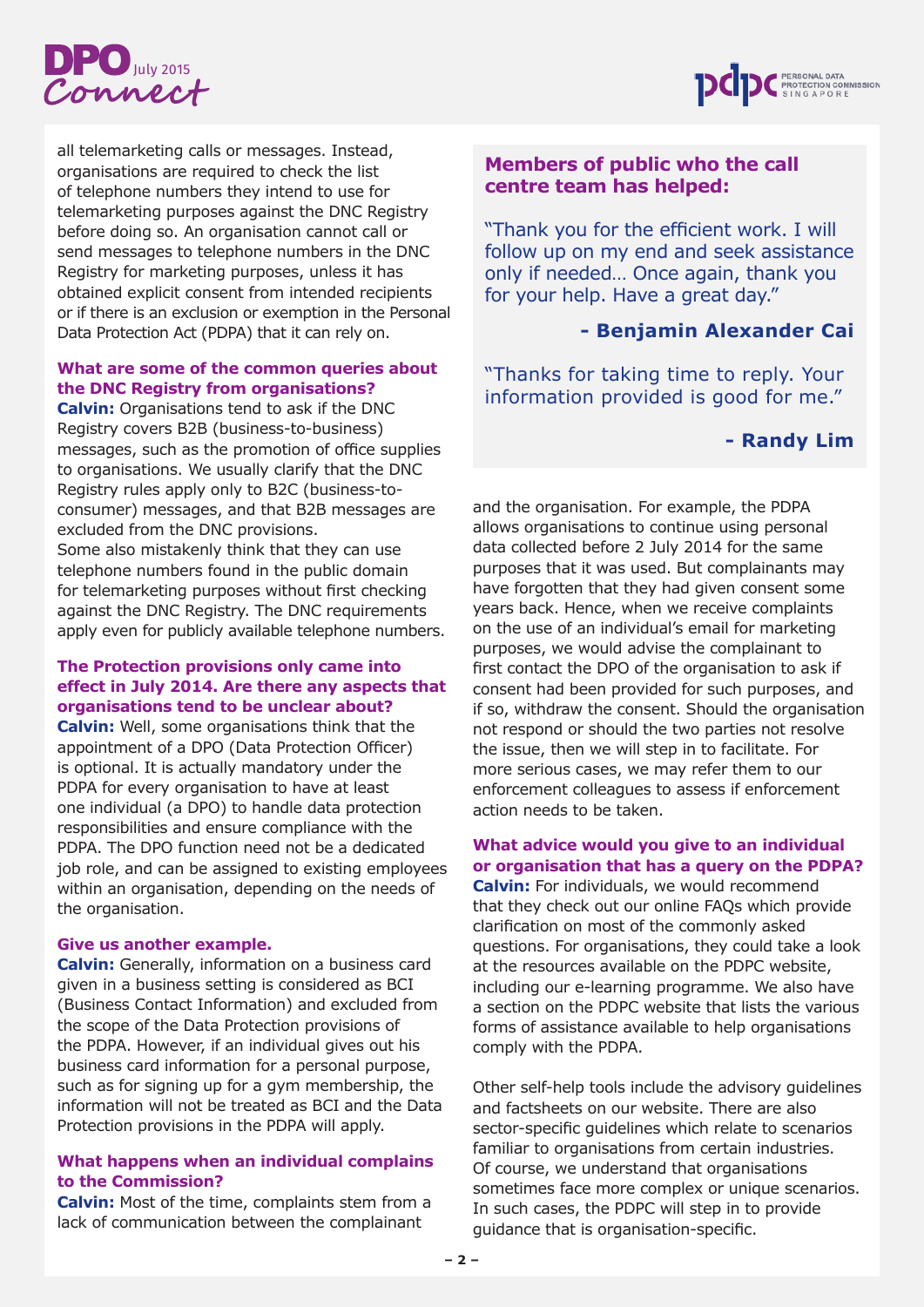all telemarketing calls or messages. Instead, organisations are required to check the list of telephone numbers they intend to use for telemarketing purposes against the DNC Registry before doing so. An organisation cannot call or send messages to telephone numbers in the DNC Registry for marketing purposes, unless it has obtained explicit consent from intended recipients or if there is an exclusion or exemption in the Personal Data Protection Act (PDPA) that it can rely on.

**What are some of the common queries about the DNC Registry from organisations?**

**Calvin:** Organisations tend to ask if the DNC Registry covers B2B (business-to-business) messages, such as the promotion of office supplies to organisations. We usually clarify that the DNC Registry rules apply only to B2C (business-to-consumer) messages, and that B2B messages are excluded from the DNC provisions.

Some also mistakenly think that they can use telephone numbers found in the public domain for telemarketing purposes without first checking against the DNC Registry. The DNC requirements apply even for publicly available telephone numbers.

**The Protection provisions only came into effect in July 2014. Are there any aspects that organisations tend to be unclear about?**

**Calvin:** Well, some organisations think that the appointment of a DPO (Data Protection Officer) is optional. It is actually mandatory under the PDPA for every organisation to have at least one individual (a DPO) to handle data protection responsibilities and ensure compliance with the PDPA. The DPO function need not be a dedicated job role, and can be assigned to existing employees within an organisation, depending on the needs of the organisation.

**Give us another example.**

**Calvin:** Generally, information on a business card given in a business setting is considered as BCI (Business Contact Information) and excluded from the scope of the Data Protection provisions of the PDPA. However, if an individual gives out his business card information for a personal purpose, such as for signing up for a gym membership, the information will not be treated as BCI and the Data Protection provisions in the PDPA will apply.

**What happens when an individual complains to the Commission?**

**Calvin:** Most of the time, complaints stem from a lack of communication between the complainant and the organisation. For example, the PDPA allows organisations to continue using personal data collected before 2 July 2014 for the same purposes that it was used. But complainants may have forgotten that they had given consent some years back. Hence, when we receive complaints on the use of an individual's email for marketing purposes, we would advise the complainant to first contact the DPO of the organisation to ask if consent had been provided for such purposes, and if so, withdraw the consent. Should the organisation not respond or should the two parties not resolve the issue, then we will step in to facilitate. For more serious cases, we may refer them to our enforcement colleagues to assess if enforcement action needs to be taken.

**What advice would you give to an individual or organisation that has a query on the PDPA?**

**Calvin:** For individuals, we would recommend that they check out our online FAQs which provide clarification on most of the commonly asked questions. For organisations, they could take a look at the resources available on the PDPC website, including our e-learning programme. We also have a section on the PDPC website that lists the various forms of assistance available to help organisations comply with the PDPA.

Other self-help tools include the advisory guidelines and factsheets on our website. There are also sector-specific guidelines which relate to scenarios familiar to organisations from certain industries. Of course, we understand that organisations sometimes face more complex or unique scenarios. In such cases, the PDPC will step in to provide guidance that is organisation-specific.

**Members of public who the call centre team has helped:**

"Thank you for the efficient work. I will follow up on my end and seek assistance only if needed… Once again, thank you for your help. Have a great day."

**- Benjamin Alexander Cai**

"Thanks for taking time to reply. Your information provided is good for me."

**- Randy Lim**